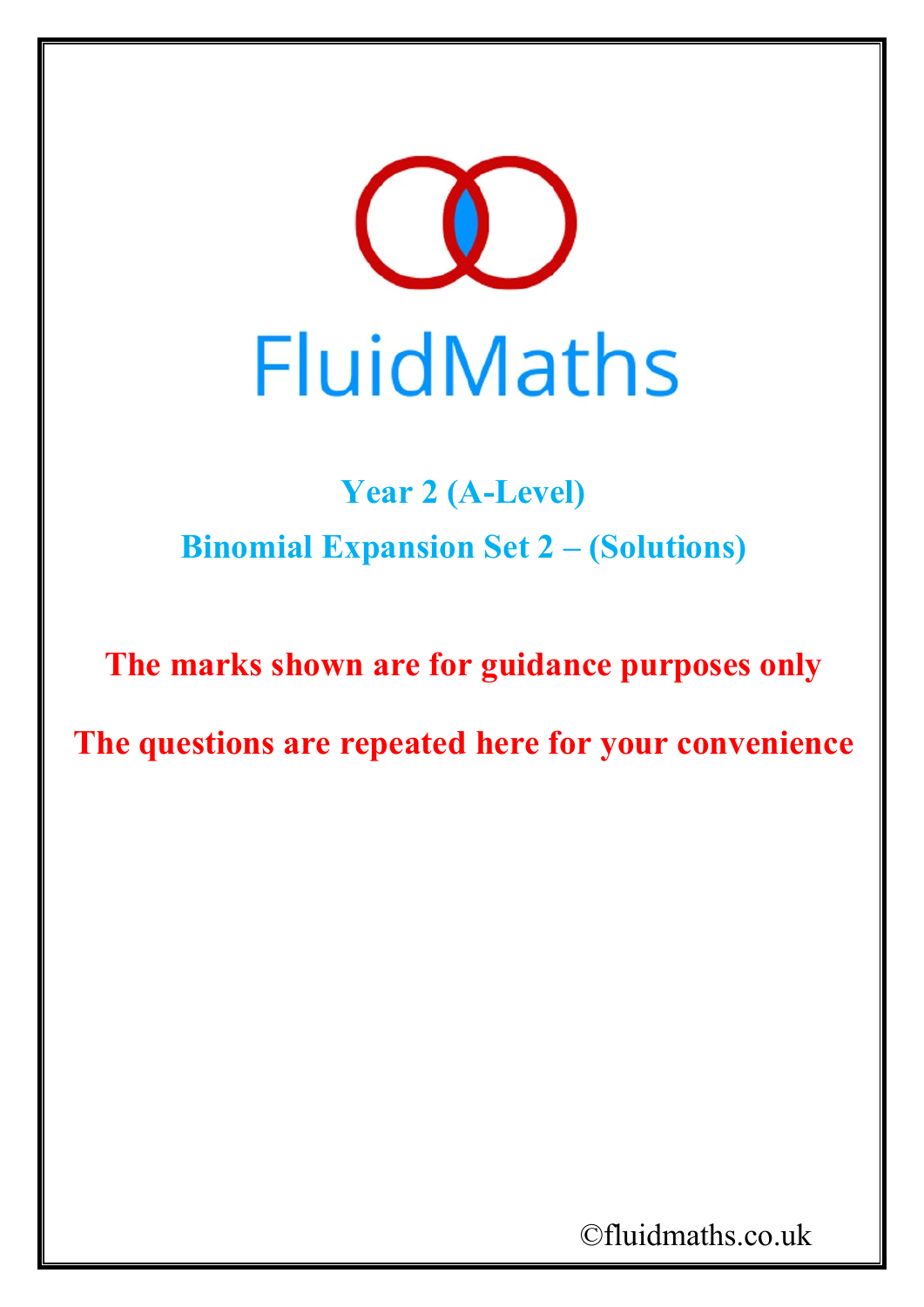# FluidMaths

## Year 2 (A-Level)

## Binomial Expansion Set 2 – (Solutions)

**The marks shown are for guidance purposes only**

**The questions are repeated here for your convenience**

©fluidmaths.co.uk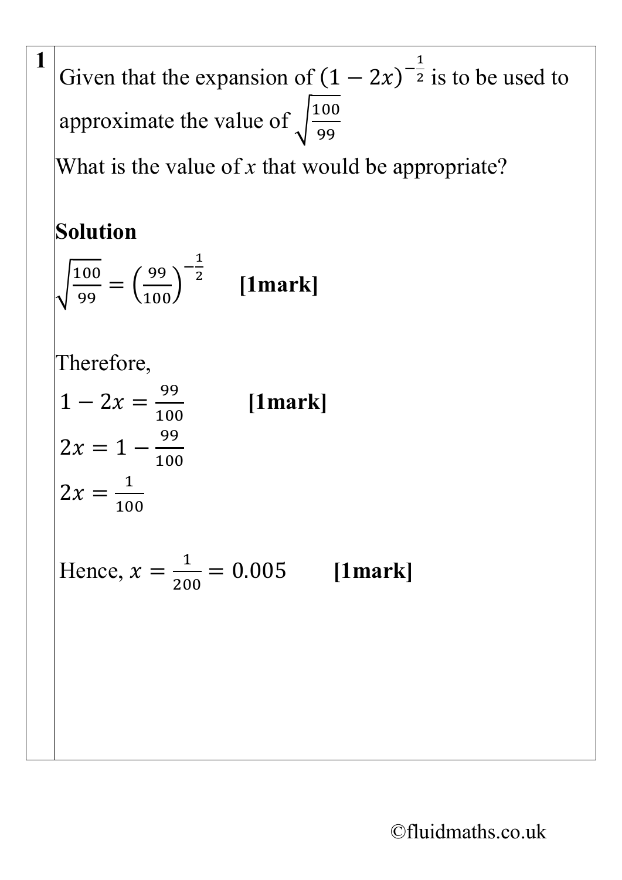**1**

Given that the expansion of $(1-2x)^{-\frac{1}{2}}$ is to be used to approximate the value of $\sqrt{\frac{100}{99}}$

What is the value of $x$ that would be appropriate?

**Solution**

$\sqrt{\frac{100}{99}} = \left(\frac{99}{100}\right)^{-\frac{1}{2}}$ **[1mark]**

Therefore,

$1 - 2x = \frac{99}{100}$ **[1mark]**

$2x = 1 - \frac{99}{100}$

$2x = \frac{1}{100}$

Hence, $x = \frac{1}{200} = 0.005$ **[1mark]**

©fluidmaths.co.uk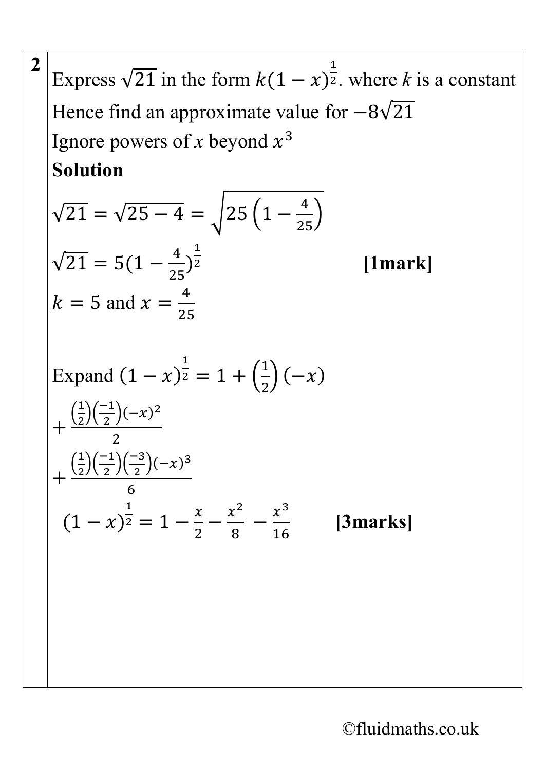**2**

Express $\sqrt{21}$ in the form $k(1-x)^{\frac{1}{2}}$. where *k* is a constant

Hence find an approximate value for $-8\sqrt{21}$

Ignore powers of *x* beyond $x^3$

**Solution**

$$\sqrt{21} = \sqrt{25-4} = \sqrt{25\left(1-\frac{4}{25}\right)}$$

$\sqrt{21} = 5(1-\frac{4}{25})^{\frac{1}{2}}$ **[1mark]**

$k = 5$ and $x = \frac{4}{25}$

Expand $(1-x)^{\frac{1}{2}} = 1 + \left(\frac{1}{2}\right)(-x)$

$$+\frac{\left(\frac{1}{2}\right)\left(\frac{-1}{2}\right)(-x)^2}{2}$$

$$+\frac{\left(\frac{1}{2}\right)\left(\frac{-1}{2}\right)\left(\frac{-3}{2}\right)(-x)^3}{6}$$

$(1-x)^{\frac{1}{2}} = 1 - \frac{x}{2} - \frac{x^2}{8} - \frac{x^3}{16}$ **[3marks]**

©fluidmaths.co.uk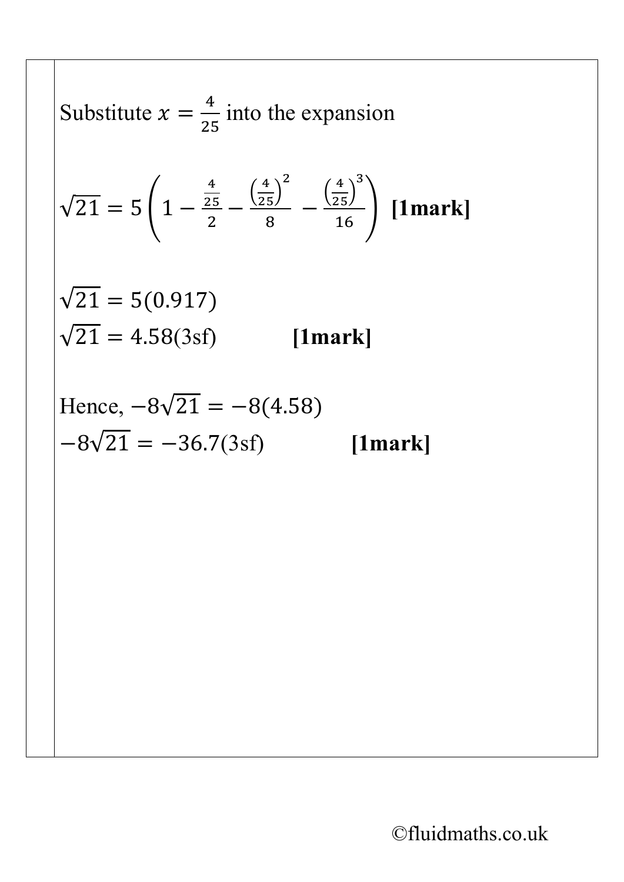Substitute $x = \frac{4}{25}$ into the expansion

$$\sqrt{21} = 5\left(1 - \frac{\frac{4}{25}}{2} - \frac{\left(\frac{4}{25}\right)^2}{8} - \frac{\left(\frac{4}{25}\right)^3}{16}\right)$$ **[1mark]**

$\sqrt{21} = 5(0.917)$

$\sqrt{21} = 4.58$(3sf) **[1mark]**

Hence, $-8\sqrt{21} = -8(4.58)$

$-8\sqrt{21} = -36.7$(3sf) **[1mark]**

©fluidmaths.co.uk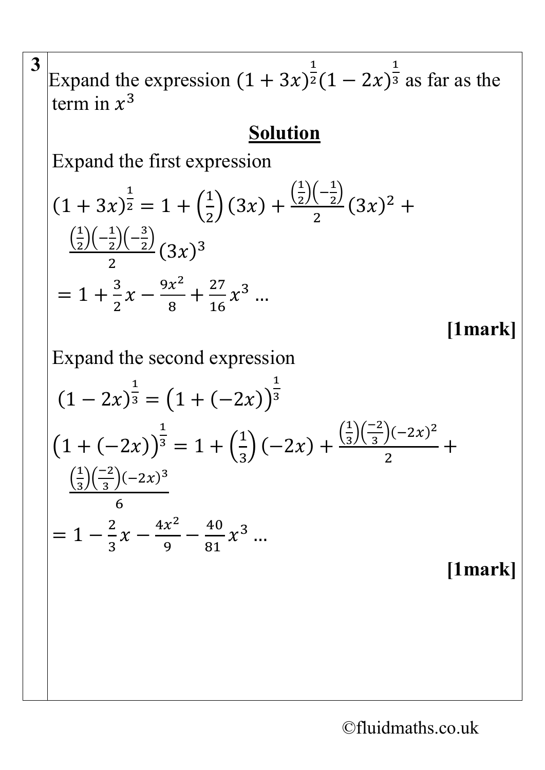**3** Expand the expression $(1+3x)^{\frac{1}{2}}(1-2x)^{\frac{1}{3}}$ as far as the term in $x^3$

**Solution**

Expand the first expression

$$(1+3x)^{\frac{1}{2}} = 1 + \left(\frac{1}{2}\right)(3x) + \frac{\left(\frac{1}{2}\right)\left(-\frac{1}{2}\right)}{2}(3x)^2 + \frac{\left(\frac{1}{2}\right)\left(-\frac{1}{2}\right)\left(-\frac{3}{2}\right)}{2}(3x)^3$$

$$= 1 + \frac{3}{2}x - \frac{9x^2}{8} + \frac{27}{16}x^3 \ldots$$

**[1mark]**

Expand the second expression

$$(1-2x)^{\frac{1}{3}} = \left(1+(-2x)\right)^{\frac{1}{3}}$$

$$\left(1+(-2x)\right)^{\frac{1}{3}} = 1 + \left(\frac{1}{3}\right)(-2x) + \frac{\left(\frac{1}{3}\right)\left(\frac{-2}{3}\right)(-2x)^2}{2} + \frac{\left(\frac{1}{3}\right)\left(\frac{-2}{3}\right)(-2x)^3}{6}$$

$$= 1 - \frac{2}{3}x - \frac{4x^2}{9} - \frac{40}{81}x^3 \ldots$$

**[1mark]**

©fluidmaths.co.uk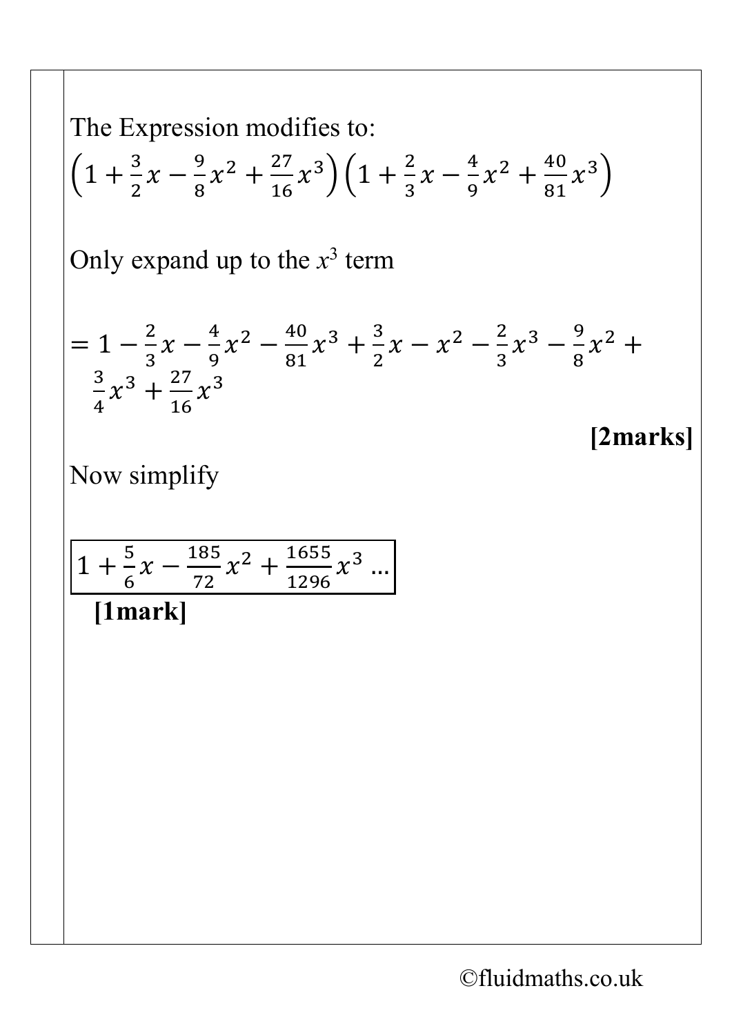The Expression modifies to:

$$\left(1+\frac{3}{2}x-\frac{9}{8}x^2+\frac{27}{16}x^3\right)\left(1+\frac{2}{3}x-\frac{4}{9}x^2+\frac{40}{81}x^3\right)$$

Only expand up to the $x^3$ term

$$=1-\frac{2}{3}x-\frac{4}{9}x^2-\frac{40}{81}x^3+\frac{3}{2}x-x^2-\frac{2}{3}x^3-\frac{9}{8}x^2+\frac{3}{4}x^3+\frac{27}{16}x^3$$

**[2marks]**

Now simplify

$$\boxed{1+\frac{5}{6}x-\frac{185}{72}x^2+\frac{1655}{1296}x^3\ \ldots}$$

**[1mark]**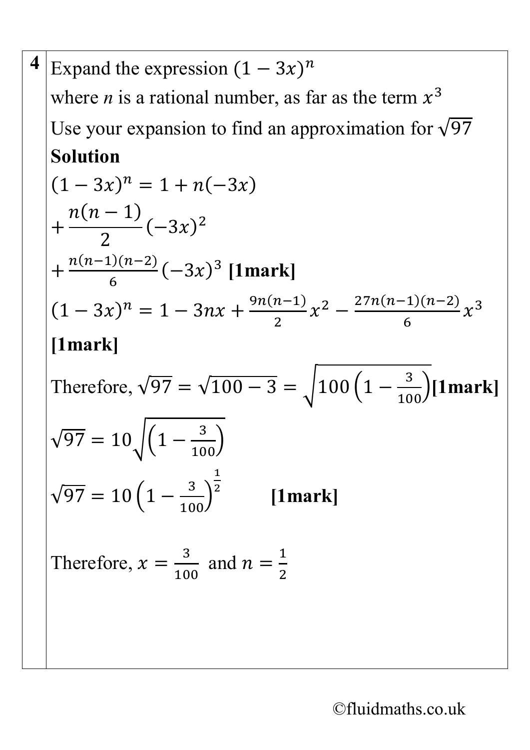**4** Expand the expression $(1-3x)^n$

where *n* is a rational number, as far as the term $x^3$

Use your expansion to find an approximation for $\sqrt{97}$

**Solution**

$(1-3x)^n = 1 + n(-3x)$

$+\dfrac{n(n-1)}{2}(-3x)^2$

$+\frac{n(n-1)(n-2)}{6}(-3x)^3$ **[1mark]**

$(1-3x)^n = 1 - 3nx + \frac{9n(n-1)}{2}x^2 - \frac{27n(n-1)(n-2)}{6}x^3$

**[1mark]**

Therefore, $\sqrt{97} = \sqrt{100-3} = \sqrt{100\left(1-\frac{3}{100}\right)}$ **[1mark]**

$\sqrt{97} = 10\sqrt{\left(1-\frac{3}{100}\right)}$

$\sqrt{97} = 10\left(1-\frac{3}{100}\right)^{\frac{1}{2}}$ **[1mark]**

Therefore, $x = \frac{3}{100}$ and $n = \frac{1}{2}$

©fluidmaths.co.uk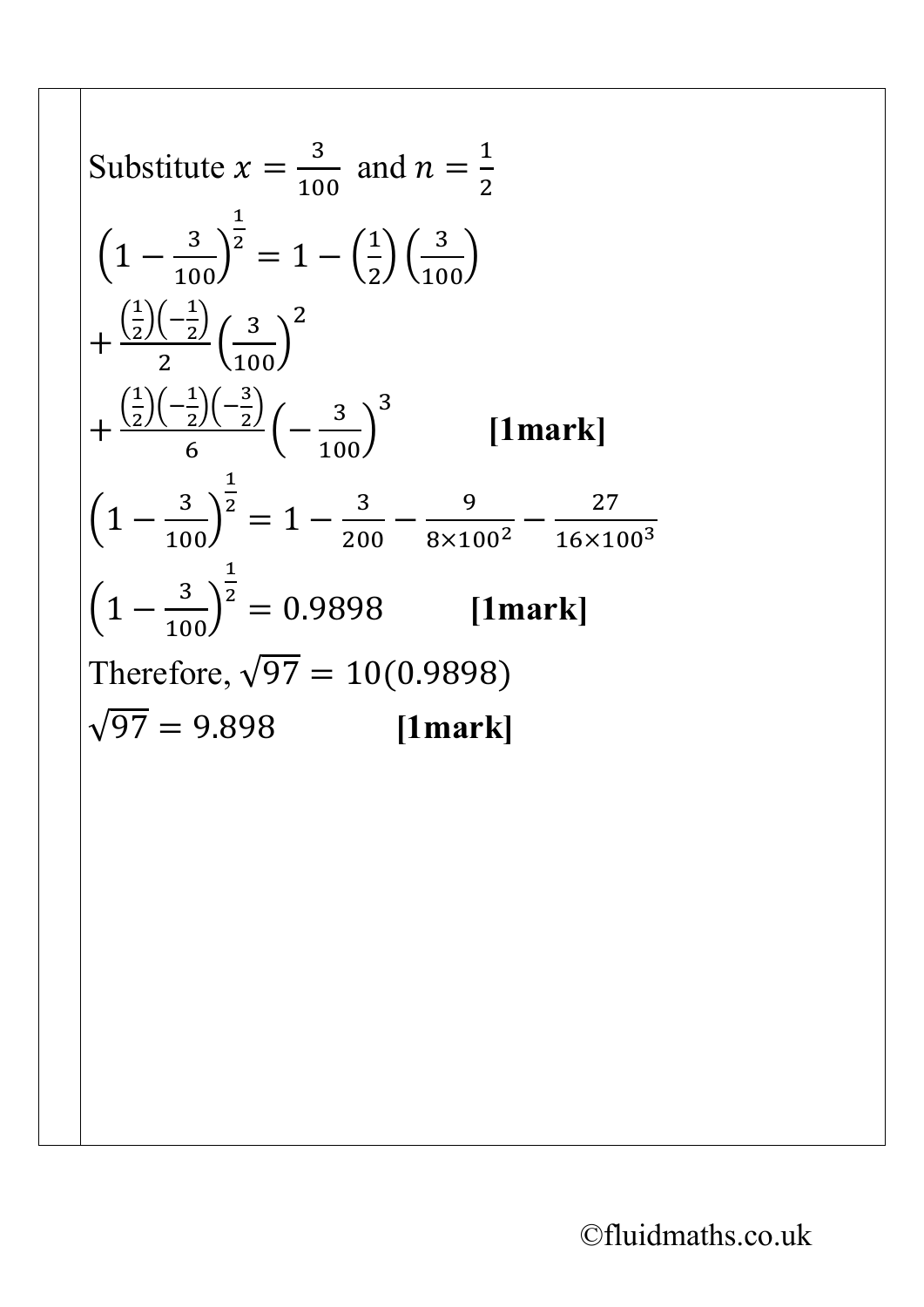Substitute $x = \frac{3}{100}$ and $n = \frac{1}{2}$

$$\left(1 - \frac{3}{100}\right)^{\frac{1}{2}} = 1 - \left(\frac{1}{2}\right)\left(\frac{3}{100}\right)$$

$$+ \frac{\left(\frac{1}{2}\right)\left(-\frac{1}{2}\right)}{2}\left(\frac{3}{100}\right)^2$$

$$+ \frac{\left(\frac{1}{2}\right)\left(-\frac{1}{2}\right)\left(-\frac{3}{2}\right)}{6}\left(-\frac{3}{100}\right)^3$$

**[1mark]**

$$\left(1 - \frac{3}{100}\right)^{\frac{1}{2}} = 1 - \frac{3}{200} - \frac{9}{8 \times 100^2} - \frac{27}{16 \times 100^3}$$

$$\left(1 - \frac{3}{100}\right)^{\frac{1}{2}} = 0.9898$$

**[1mark]**

Therefore, $\sqrt{97} = 10(0.9898)$

$\sqrt{97} = 9.898$ **[1mark]**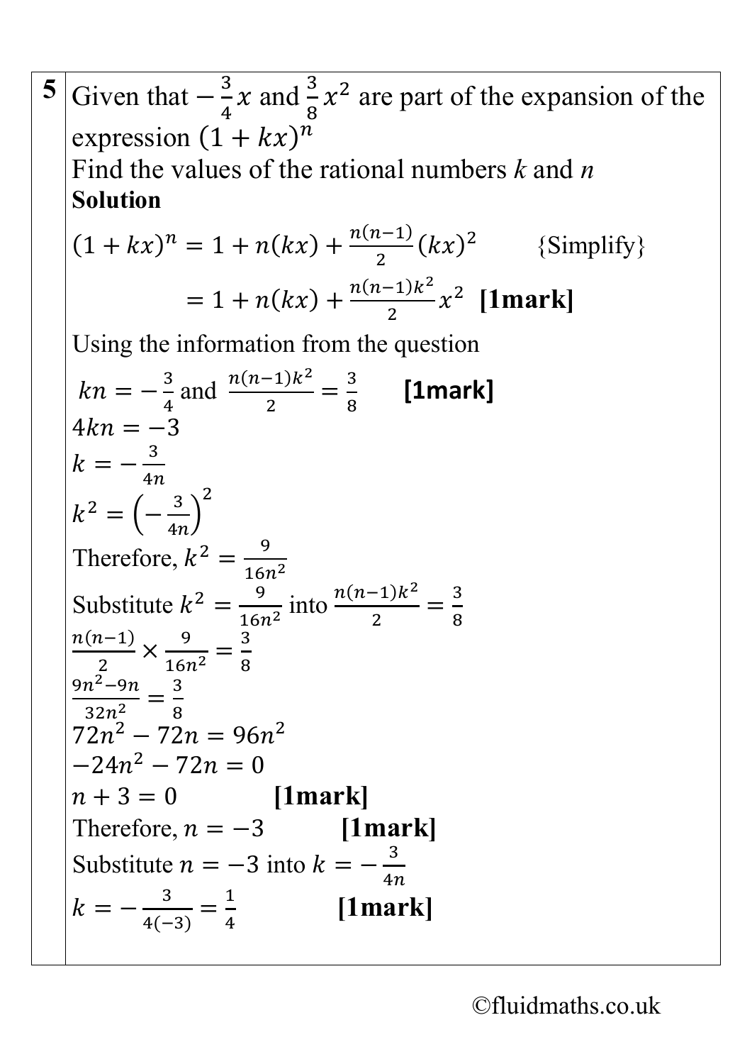**5** Given that $-\frac{3}{4}x$ and $\frac{3}{8}x^2$ are part of the expansion of the expression $(1+kx)^n$

Find the values of the rational numbers *k* and *n*

**Solution**

$(1+kx)^n = 1 + n(kx) + \frac{n(n-1)}{2}(kx)^2$ {Simplify}

$= 1 + n(kx) + \frac{n(n-1)k^2}{2}x^2$ **[1mark]**

Using the information from the question

$kn = -\frac{3}{4}$ and $\frac{n(n-1)k^2}{2} = \frac{3}{8}$ **[1mark]**

$4kn = -3$

$k = -\frac{3}{4n}$

$k^2 = \left(-\frac{3}{4n}\right)^2$

Therefore, $k^2 = \frac{9}{16n^2}$

Substitute $k^2 = \frac{9}{16n^2}$ into $\frac{n(n-1)k^2}{2} = \frac{3}{8}$

$\frac{n(n-1)}{2} \times \frac{9}{16n^2} = \frac{3}{8}$

$\frac{9n^2-9n}{32n^2} = \frac{3}{8}$

$72n^2 - 72n = 96n^2$

$-24n^2 - 72n = 0$

$n + 3 = 0$ **[1mark]**

Therefore, $n = -3$ **[1mark]**

Substitute $n = -3$ into $k = -\frac{3}{4n}$

$k = -\frac{3}{4(-3)} = \frac{1}{4}$ **[1mark]**

©fluidmaths.co.uk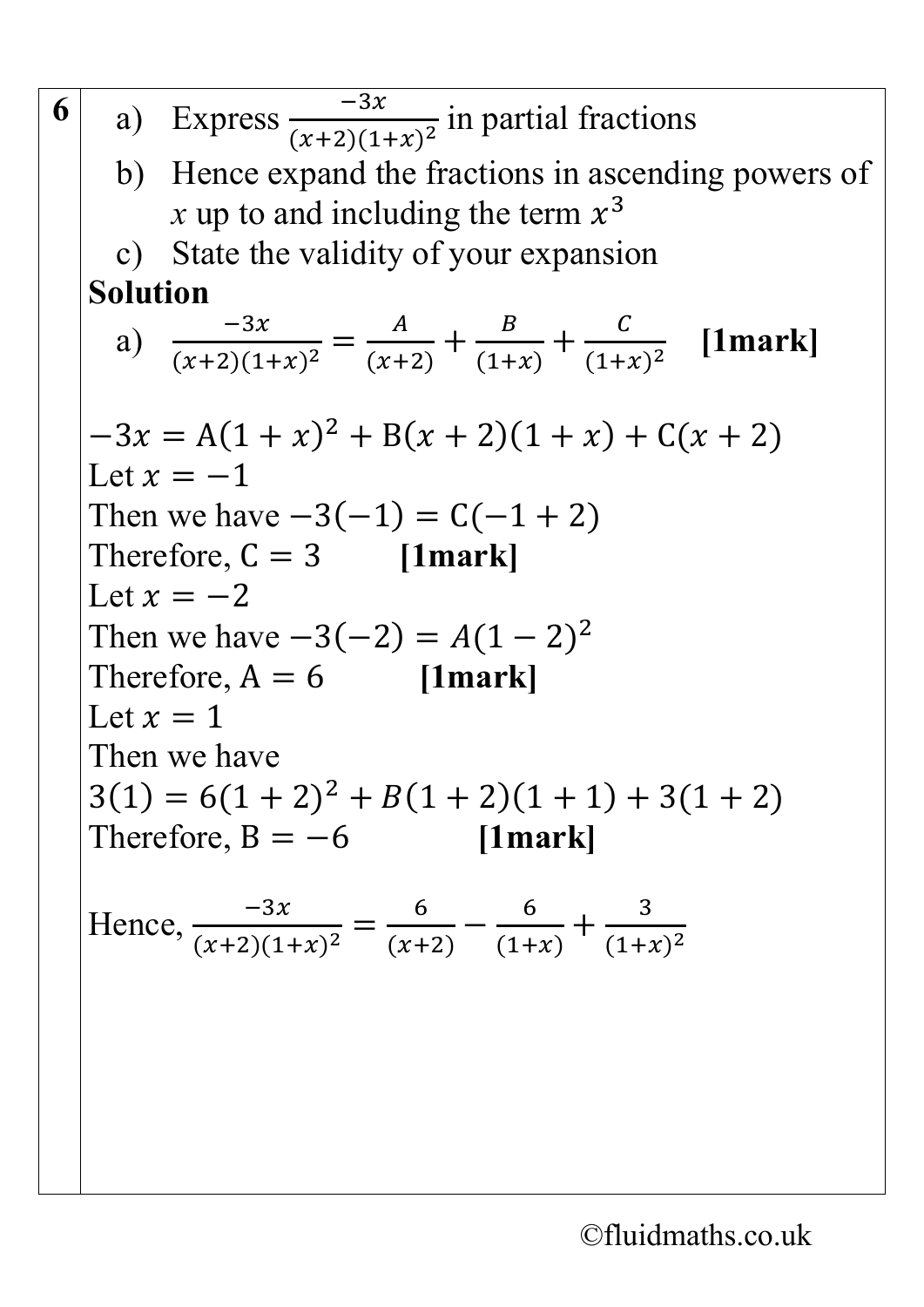**6**

a) Express $\frac{-3x}{(x+2)(1+x)^2}$ in partial fractions

b) Hence expand the fractions in ascending powers of $x$ up to and including the term $x^3$

c) State the validity of your expansion

**Solution**

a) $\frac{-3x}{(x+2)(1+x)^2} = \frac{A}{(x+2)} + \frac{B}{(1+x)} + \frac{C}{(1+x)^2}$ **[1mark]**

$-3x = \mathrm{A}(1+x)^2 + \mathrm{B}(x+2)(1+x) + \mathrm{C}(x+2)$

Let $x = -1$

Then we have $-3(-1) = \mathrm{C}(-1+2)$

Therefore, $\mathrm{C} = 3$ **[1mark]**

Let $x = -2$

Then we have $-3(-2) = A(1-2)^2$

Therefore, $\mathrm{A} = 6$ **[1mark]**

Let $x = 1$

Then we have

$3(1) = 6(1+2)^2 + B(1+2)(1+1) + 3(1+2)$

Therefore, $\mathrm{B} = -6$ **[1mark]**

Hence, $\frac{-3x}{(x+2)(1+x)^2} = \frac{6}{(x+2)} - \frac{6}{(1+x)} + \frac{3}{(1+x)^2}$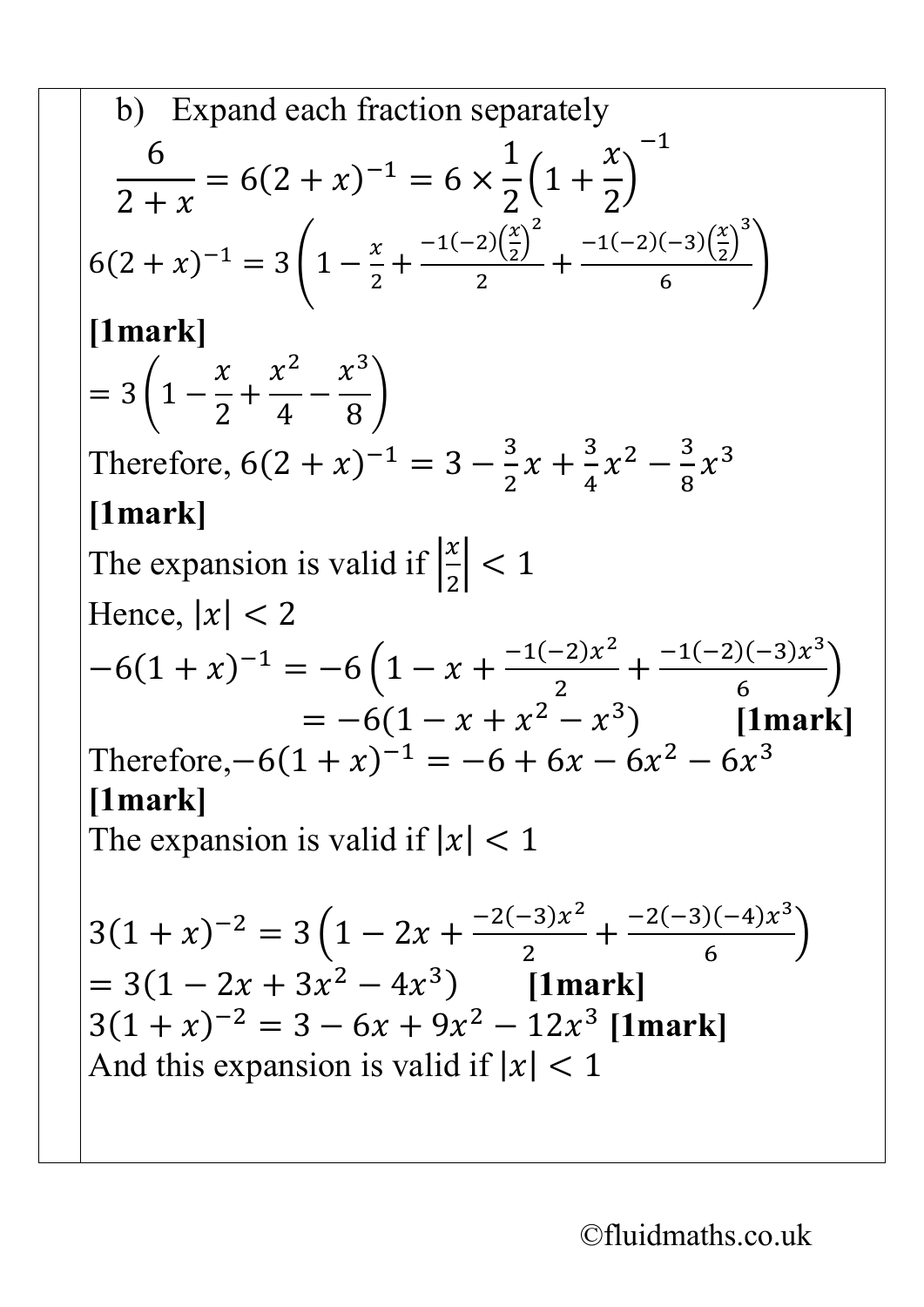b) Expand each fraction separately

$$\frac{6}{2+x} = 6(2+x)^{-1} = 6 \times \frac{1}{2}\left(1+\frac{x}{2}\right)^{-1}$$

$6(2+x)^{-1} = 3\left(1 - \frac{x}{2} + \frac{-1(-2)\left(\frac{x}{2}\right)^2}{2} + \frac{-1(-2)(-3)\left(\frac{x}{2}\right)^3}{6}\right)$

**[1mark]**

$= 3\left(1 - \frac{x}{2} + \frac{x^2}{4} - \frac{x^3}{8}\right)$

Therefore, $6(2+x)^{-1} = 3 - \frac{3}{2}x + \frac{3}{4}x^2 - \frac{3}{8}x^3$

**[1mark]**

The expansion is valid if $\left|\frac{x}{2}\right| < 1$

Hence, $|x| < 2$

$-6(1+x)^{-1} = -6\left(1 - x + \frac{-1(-2)x^2}{2} + \frac{-1(-2)(-3)x^3}{6}\right)$

$= -6(1 - x + x^2 - x^3)$ **[1mark]**

Therefore, $-6(1+x)^{-1} = -6 + 6x - 6x^2 - 6x^3$

**[1mark]**

The expansion is valid if $|x| < 1$

$3(1+x)^{-2} = 3\left(1 - 2x + \frac{-2(-3)x^2}{2} + \frac{-2(-3)(-4)x^3}{6}\right)$

$= 3(1 - 2x + 3x^2 - 4x^3)$ **[1mark]**

$3(1+x)^{-2} = 3 - 6x + 9x^2 - 12x^3$ **[1mark]**

And this expansion is valid if $|x| < 1$

©fluidmaths.co.uk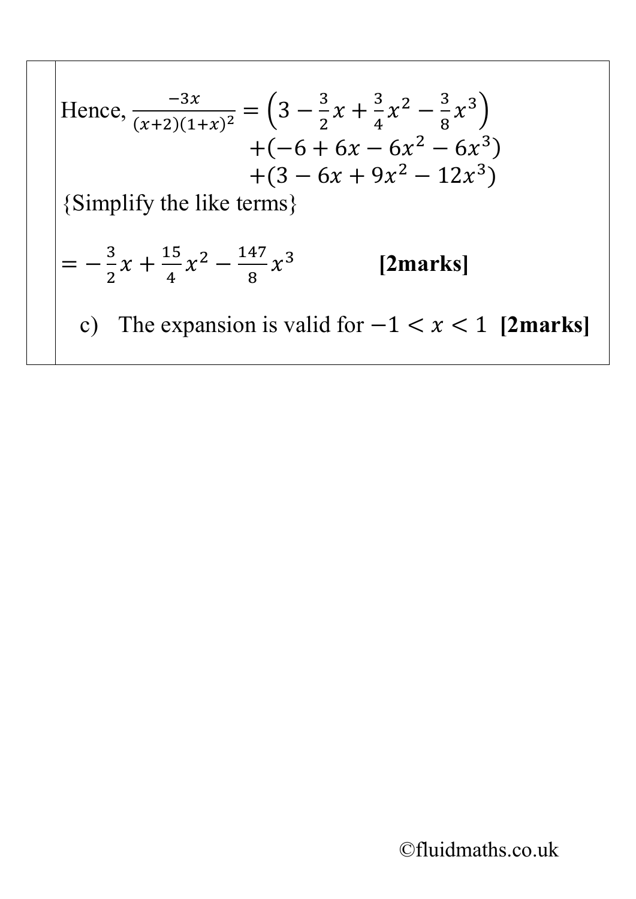Hence, $\frac{-3x}{(x+2)(1+x)^2} = \left(3 - \frac{3}{2}x + \frac{3}{4}x^2 - \frac{3}{8}x^3\right)$

$$+(-6 + 6x - 6x^2 - 6x^3)$$

$$+(3 - 6x + 9x^2 - 12x^3)$$

{Simplify the like terms}

$= -\frac{3}{2}x + \frac{15}{4}x^2 - \frac{147}{8}x^3$ **[2marks]**

c) The expansion is valid for $-1 < x < 1$ **[2marks]**

©fluidmaths.co.uk